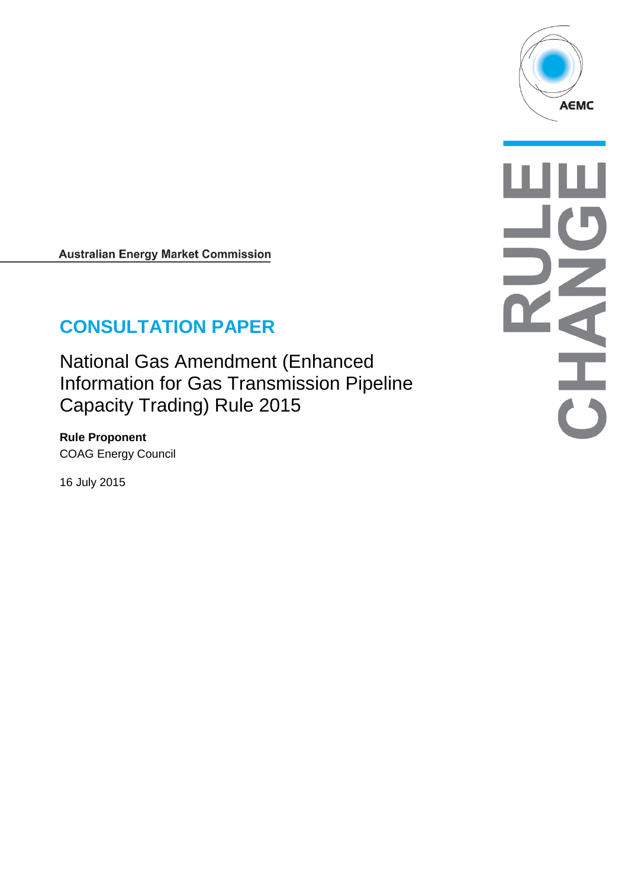AEMC

RULE CHANGE

Australian Energy Market Commission

# CONSULTATION PAPER

National Gas Amendment (Enhanced Information for Gas Transmission Pipeline Capacity Trading) Rule 2015

**Rule Proponent**
COAG Energy Council

16 July 2015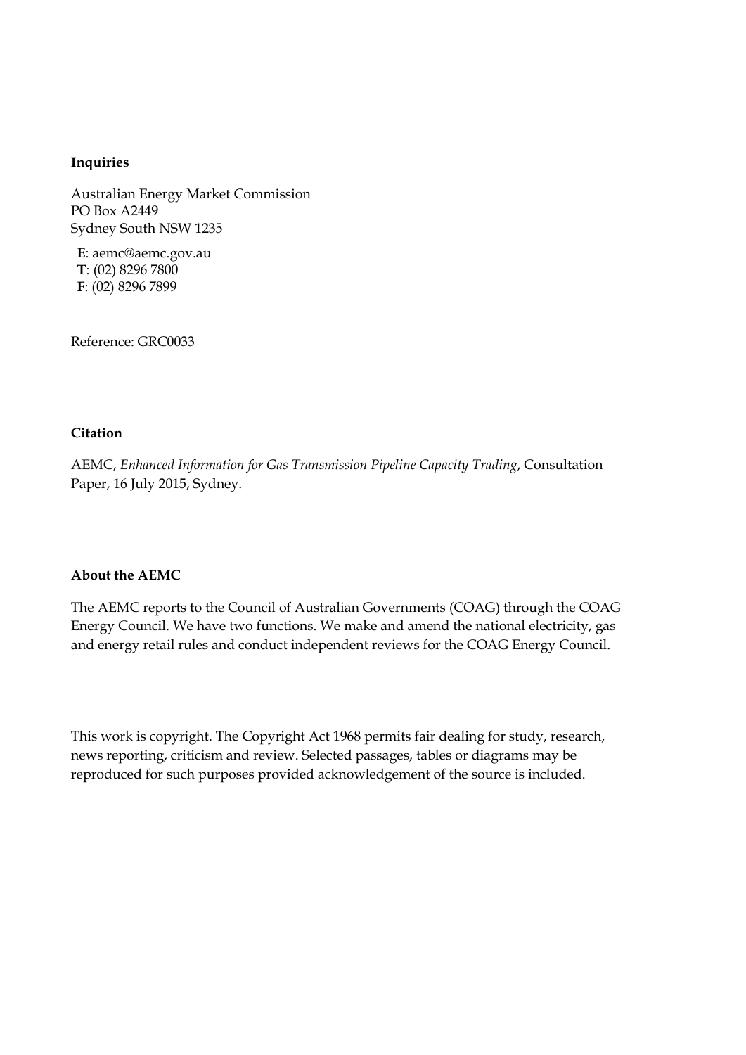**Inquiries**

Australian Energy Market Commission
PO Box A2449
Sydney South NSW 1235

**E**: aemc@aemc.gov.au
**T**: (02) 8296 7800
**F**: (02) 8296 7899

Reference: GRC0033

**Citation**

AEMC, *Enhanced Information for Gas Transmission Pipeline Capacity Trading*, Consultation Paper, 16 July 2015, Sydney.

**About the AEMC**

The AEMC reports to the Council of Australian Governments (COAG) through the COAG Energy Council. We have two functions. We make and amend the national electricity, gas and energy retail rules and conduct independent reviews for the COAG Energy Council.

This work is copyright. The Copyright Act 1968 permits fair dealing for study, research, news reporting, criticism and review. Selected passages, tables or diagrams may be reproduced for such purposes provided acknowledgement of the source is included.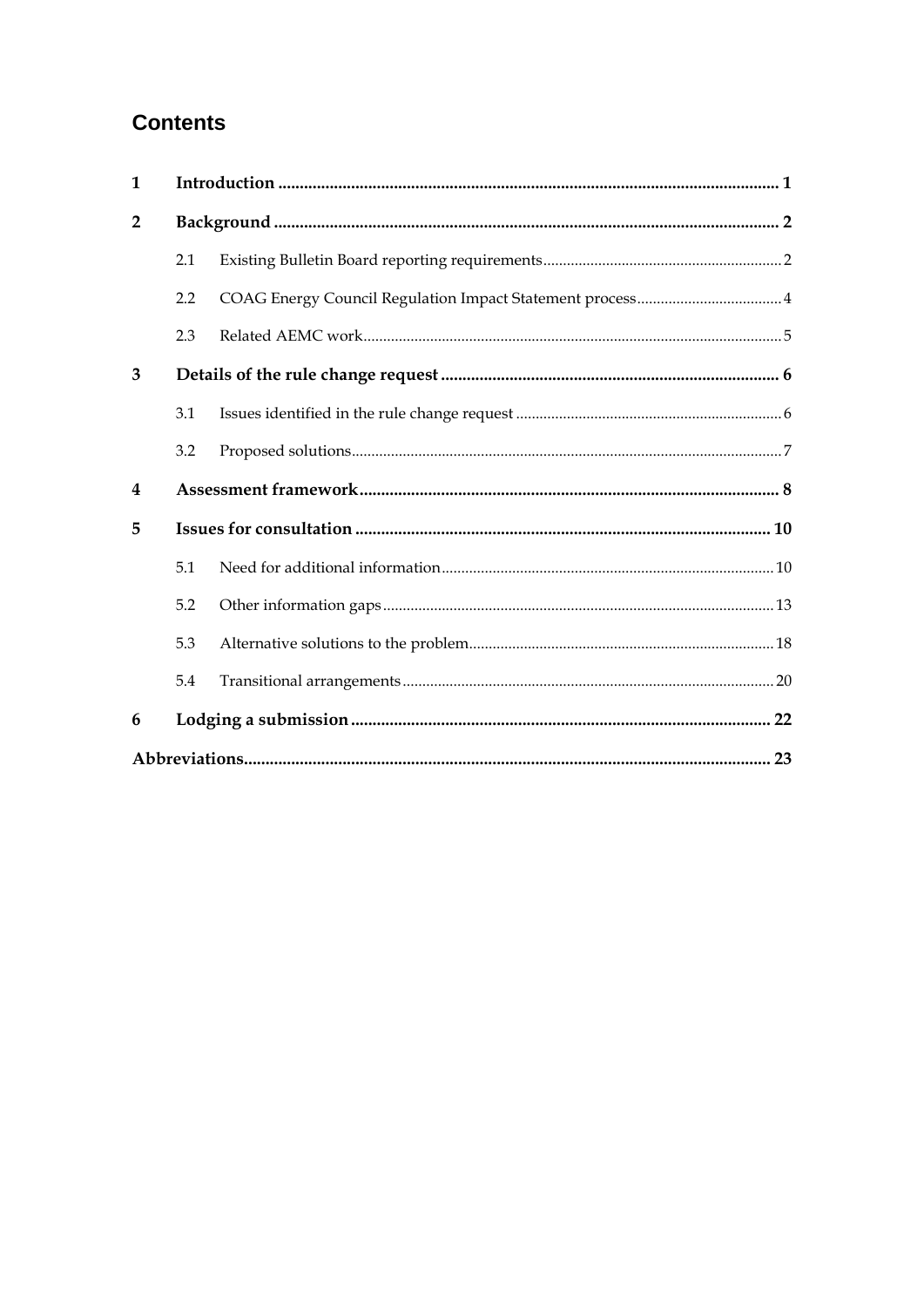# Contents

| | | |
|---|---|---|
| **1** | **Introduction** | **1** |
| **2** | **Background** | **2** |
| 2.1 | Existing Bulletin Board reporting requirements | 2 |
| 2.2 | COAG Energy Council Regulation Impact Statement process | 4 |
| 2.3 | Related AEMC work | 5 |
| **3** | **Details of the rule change request** | **6** |
| 3.1 | Issues identified in the rule change request | 6 |
| 3.2 | Proposed solutions | 7 |
| **4** | **Assessment framework** | **8** |
| **5** | **Issues for consultation** | **10** |
| 5.1 | Need for additional information | 10 |
| 5.2 | Other information gaps | 13 |
| 5.3 | Alternative solutions to the problem | 18 |
| 5.4 | Transitional arrangements | 20 |
| **6** | **Lodging a submission** | **22** |
| **Abbreviations** | | **23** |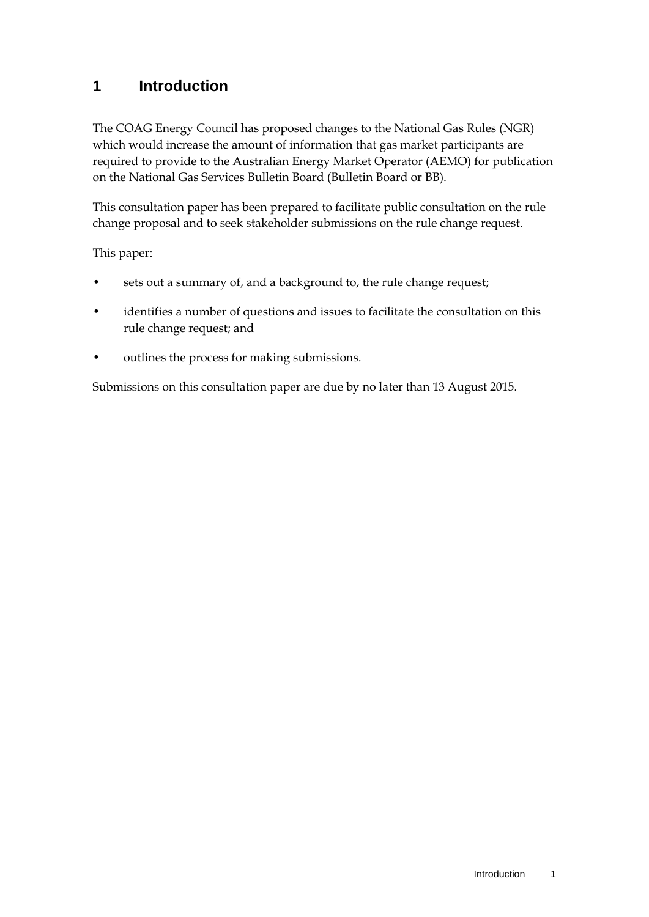# 1 Introduction

The COAG Energy Council has proposed changes to the National Gas Rules (NGR) which would increase the amount of information that gas market participants are required to provide to the Australian Energy Market Operator (AEMO) for publication on the National Gas Services Bulletin Board (Bulletin Board or BB).

This consultation paper has been prepared to facilitate public consultation on the rule change proposal and to seek stakeholder submissions on the rule change request.

This paper:

- sets out a summary of, and a background to, the rule change request;
- identifies a number of questions and issues to facilitate the consultation on this rule change request; and
- outlines the process for making submissions.

Submissions on this consultation paper are due by no later than 13 August 2015.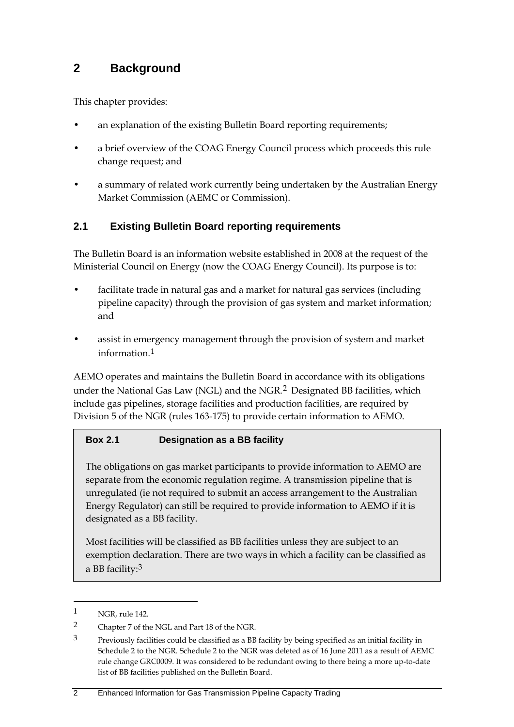# 2 Background

This chapter provides:

- an explanation of the existing Bulletin Board reporting requirements;
- a brief overview of the COAG Energy Council process which proceeds this rule change request; and
- a summary of related work currently being undertaken by the Australian Energy Market Commission (AEMC or Commission).

## 2.1 Existing Bulletin Board reporting requirements

The Bulletin Board is an information website established in 2008 at the request of the Ministerial Council on Energy (now the COAG Energy Council). Its purpose is to:

- facilitate trade in natural gas and a market for natural gas services (including pipeline capacity) through the provision of gas system and market information; and
- assist in emergency management through the provision of system and market information.[1]

AEMO operates and maintains the Bulletin Board in accordance with its obligations under the National Gas Law (NGL) and the NGR.[2] Designated BB facilities, which include gas pipelines, storage facilities and production facilities, are required by Division 5 of the NGR (rules 163-175) to provide certain information to AEMO.

> **Box 2.1 Designation as a BB facility**
>
> The obligations on gas market participants to provide information to AEMO are separate from the economic regulation regime. A transmission pipeline that is unregulated (ie not required to submit an access arrangement to the Australian Energy Regulator) can still be required to provide information to AEMO if it is designated as a BB facility.
>
> Most facilities will be classified as BB facilities unless they are subject to an exemption declaration. There are two ways in which a facility can be classified as a BB facility:[3]

---

1 NGR, rule 142.

2 Chapter 7 of the NGL and Part 18 of the NGR.

3 Previously facilities could be classified as a BB facility by being specified as an initial facility in Schedule 2 to the NGR. Schedule 2 to the NGR was deleted as of 16 June 2011 as a result of AEMC rule change GRC0009. It was considered to be redundant owing to there being a more up-to-date list of BB facilities published on the Bulletin Board.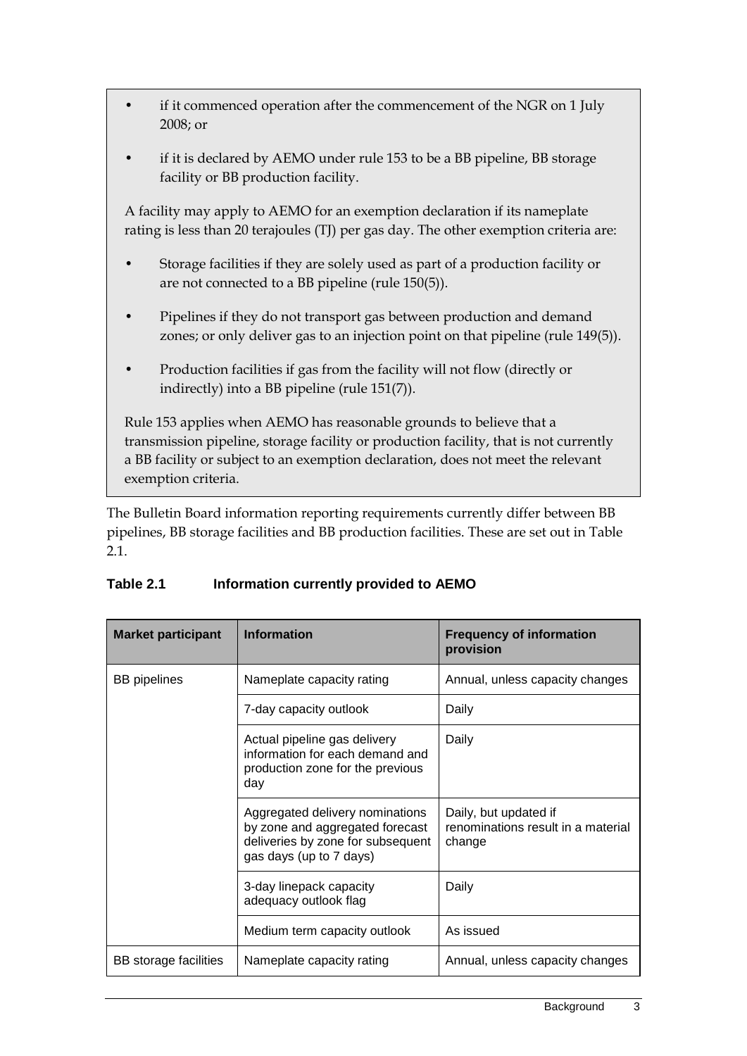- if it commenced operation after the commencement of the NGR on 1 July 2008; or
- if it is declared by AEMO under rule 153 to be a BB pipeline, BB storage facility or BB production facility.

A facility may apply to AEMO for an exemption declaration if its nameplate rating is less than 20 terajoules (TJ) per gas day. The other exemption criteria are:

- Storage facilities if they are solely used as part of a production facility or are not connected to a BB pipeline (rule 150(5)).
- Pipelines if they do not transport gas between production and demand zones; or only deliver gas to an injection point on that pipeline (rule 149(5)).
- Production facilities if gas from the facility will not flow (directly or indirectly) into a BB pipeline (rule 151(7)).

Rule 153 applies when AEMO has reasonable grounds to believe that a transmission pipeline, storage facility or production facility, that is not currently a BB facility or subject to an exemption declaration, does not meet the relevant exemption criteria.

The Bulletin Board information reporting requirements currently differ between BB pipelines, BB storage facilities and BB production facilities. These are set out in Table 2.1.

**Table 2.1 Information currently provided to AEMO**

| Market participant | Information | Frequency of information provision |
|---|---|---|
| BB pipelines | Nameplate capacity rating | Annual, unless capacity changes |
| | 7-day capacity outlook | Daily |
| | Actual pipeline gas delivery information for each demand and production zone for the previous day | Daily |
| | Aggregated delivery nominations by zone and aggregated forecast deliveries by zone for subsequent gas days (up to 7 days) | Daily, but updated if renominations result in a material change |
| | 3-day linepack capacity adequacy outlook flag | Daily |
| | Medium term capacity outlook | As issued |
| BB storage facilities | Nameplate capacity rating | Annual, unless capacity changes |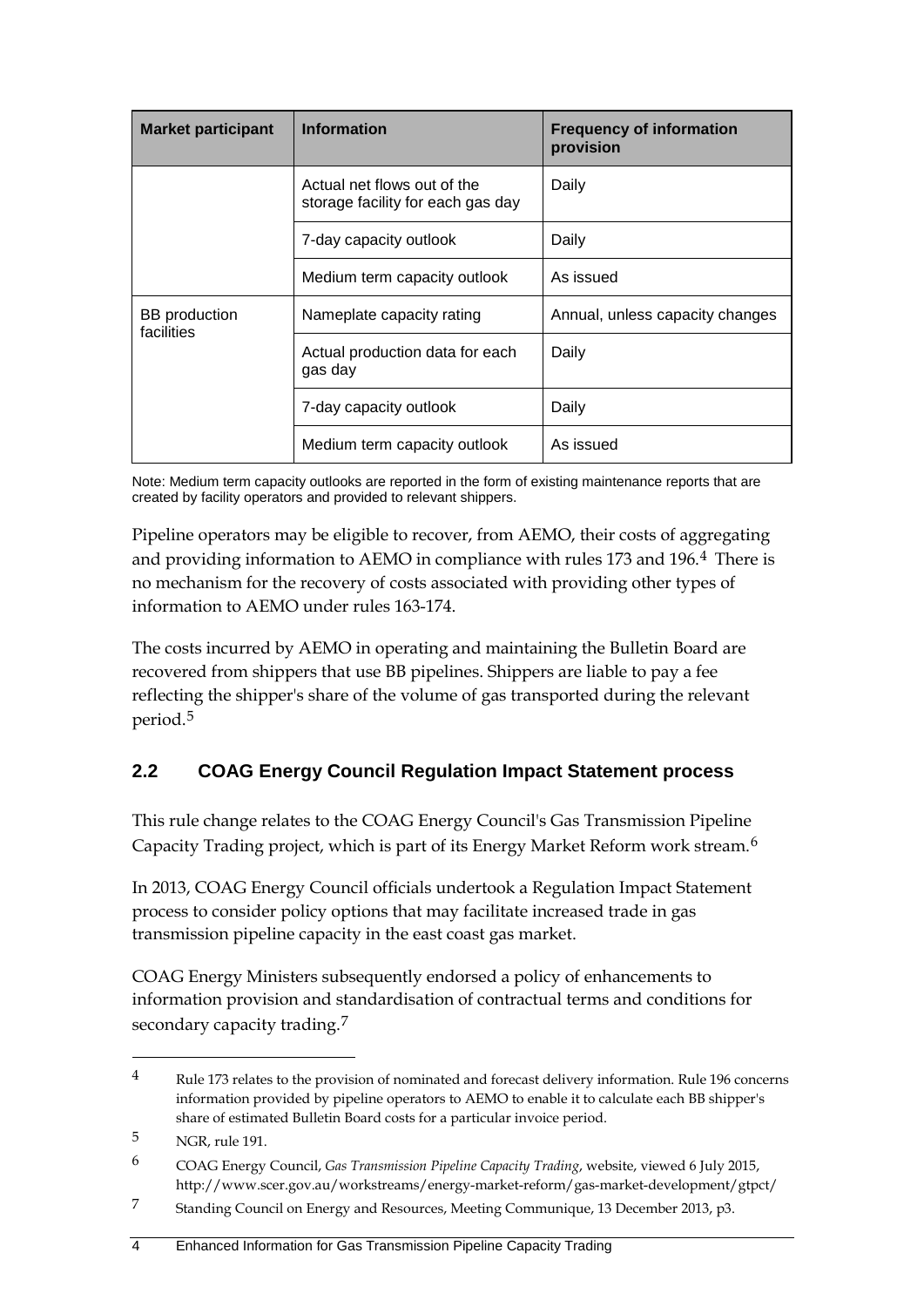| Market participant | Information | Frequency of information provision |
|---|---|---|
| | Actual net flows out of the storage facility for each gas day | Daily |
| | 7-day capacity outlook | Daily |
| | Medium term capacity outlook | As issued |
| BB production facilities | Nameplate capacity rating | Annual, unless capacity changes |
| | Actual production data for each gas day | Daily |
| | 7-day capacity outlook | Daily |
| | Medium term capacity outlook | As issued |

Note: Medium term capacity outlooks are reported in the form of existing maintenance reports that are created by facility operators and provided to relevant shippers.

Pipeline operators may be eligible to recover, from AEMO, their costs of aggregating and providing information to AEMO in compliance with rules 173 and 196.[4] There is no mechanism for the recovery of costs associated with providing other types of information to AEMO under rules 163-174.

The costs incurred by AEMO in operating and maintaining the Bulletin Board are recovered from shippers that use BB pipelines. Shippers are liable to pay a fee reflecting the shipper's share of the volume of gas transported during the relevant period.[5]

## 2.2 COAG Energy Council Regulation Impact Statement process

This rule change relates to the COAG Energy Council's Gas Transmission Pipeline Capacity Trading project, which is part of its Energy Market Reform work stream.[6]

In 2013, COAG Energy Council officials undertook a Regulation Impact Statement process to consider policy options that may facilitate increased trade in gas transmission pipeline capacity in the east coast gas market.

COAG Energy Ministers subsequently endorsed a policy of enhancements to information provision and standardisation of contractual terms and conditions for secondary capacity trading.[7]

---

[4] Rule 173 relates to the provision of nominated and forecast delivery information. Rule 196 concerns information provided by pipeline operators to AEMO to enable it to calculate each BB shipper's share of estimated Bulletin Board costs for a particular invoice period.

[5] NGR, rule 191.

[6] COAG Energy Council, *Gas Transmission Pipeline Capacity Trading*, website, viewed 6 July 2015, http://www.scer.gov.au/workstreams/energy-market-reform/gas-market-development/gtpct/

[7] Standing Council on Energy and Resources, Meeting Communique, 13 December 2013, p3.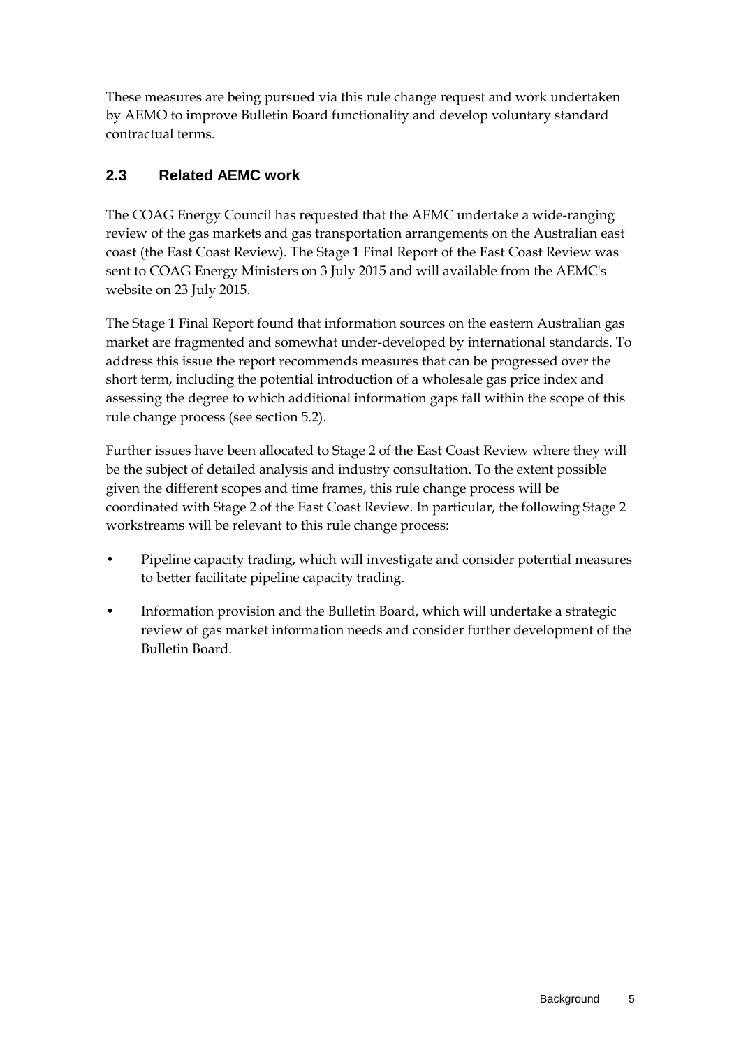These measures are being pursued via this rule change request and work undertaken by AEMO to improve Bulletin Board functionality and develop voluntary standard contractual terms.

## 2.3 Related AEMC work

The COAG Energy Council has requested that the AEMC undertake a wide-ranging review of the gas markets and gas transportation arrangements on the Australian east coast (the East Coast Review). The Stage 1 Final Report of the East Coast Review was sent to COAG Energy Ministers on 3 July 2015 and will available from the AEMC's website on 23 July 2015.

The Stage 1 Final Report found that information sources on the eastern Australian gas market are fragmented and somewhat under-developed by international standards. To address this issue the report recommends measures that can be progressed over the short term, including the potential introduction of a wholesale gas price index and assessing the degree to which additional information gaps fall within the scope of this rule change process (see section 5.2).

Further issues have been allocated to Stage 2 of the East Coast Review where they will be the subject of detailed analysis and industry consultation. To the extent possible given the different scopes and time frames, this rule change process will be coordinated with Stage 2 of the East Coast Review. In particular, the following Stage 2 workstreams will be relevant to this rule change process:

- Pipeline capacity trading, which will investigate and consider potential measures to better facilitate pipeline capacity trading.
- Information provision and the Bulletin Board, which will undertake a strategic review of gas market information needs and consider further development of the Bulletin Board.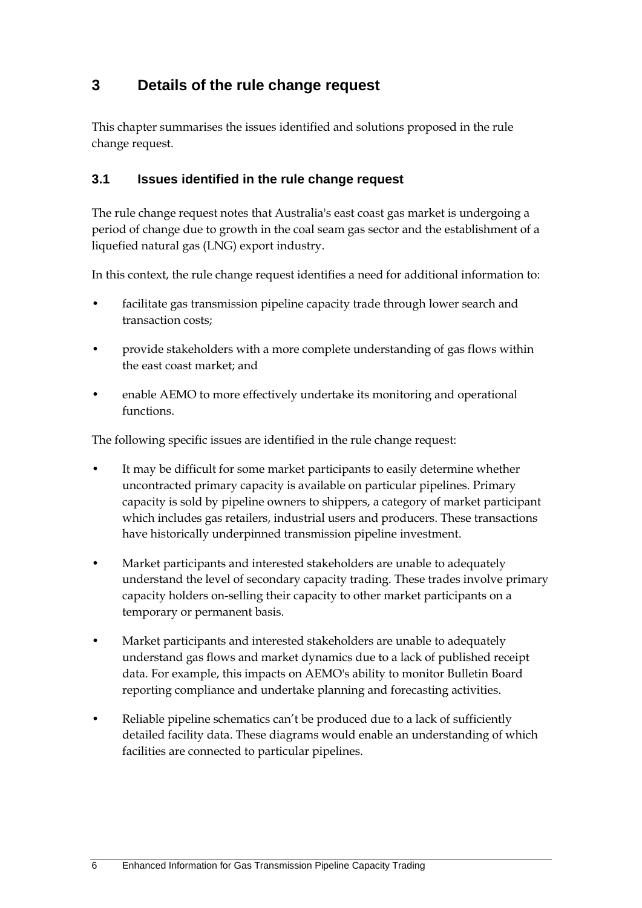# 3 Details of the rule change request

This chapter summarises the issues identified and solutions proposed in the rule change request.

## 3.1 Issues identified in the rule change request

The rule change request notes that Australia's east coast gas market is undergoing a period of change due to growth in the coal seam gas sector and the establishment of a liquefied natural gas (LNG) export industry.

In this context, the rule change request identifies a need for additional information to:

- facilitate gas transmission pipeline capacity trade through lower search and transaction costs;
- provide stakeholders with a more complete understanding of gas flows within the east coast market; and
- enable AEMO to more effectively undertake its monitoring and operational functions.

The following specific issues are identified in the rule change request:

- It may be difficult for some market participants to easily determine whether uncontracted primary capacity is available on particular pipelines. Primary capacity is sold by pipeline owners to shippers, a category of market participant which includes gas retailers, industrial users and producers. These transactions have historically underpinned transmission pipeline investment.
- Market participants and interested stakeholders are unable to adequately understand the level of secondary capacity trading. These trades involve primary capacity holders on-selling their capacity to other market participants on a temporary or permanent basis.
- Market participants and interested stakeholders are unable to adequately understand gas flows and market dynamics due to a lack of published receipt data. For example, this impacts on AEMO's ability to monitor Bulletin Board reporting compliance and undertake planning and forecasting activities.
- Reliable pipeline schematics can't be produced due to a lack of sufficiently detailed facility data. These diagrams would enable an understanding of which facilities are connected to particular pipelines.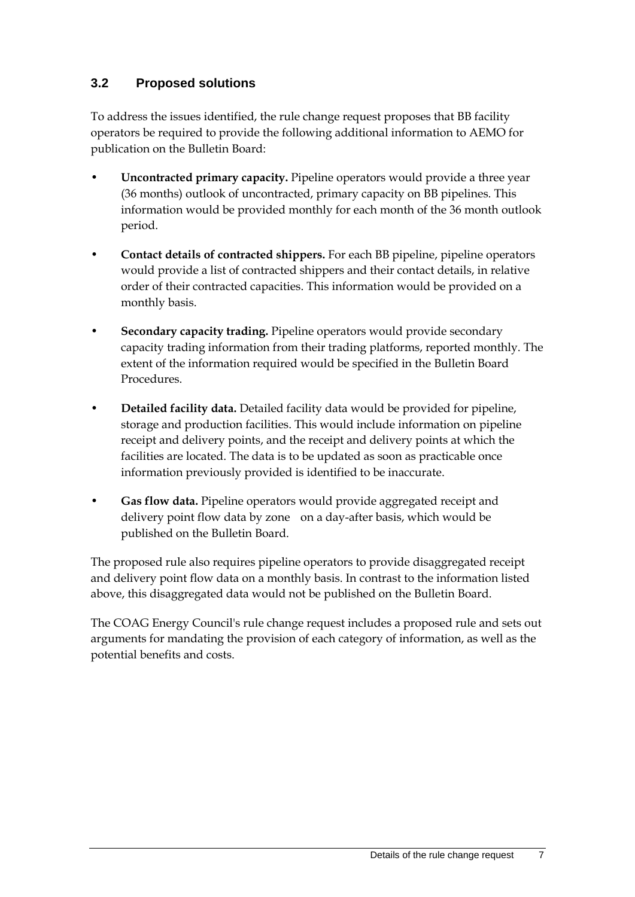## 3.2 Proposed solutions

To address the issues identified, the rule change request proposes that BB facility operators be required to provide the following additional information to AEMO for publication on the Bulletin Board:

- **Uncontracted primary capacity.** Pipeline operators would provide a three year (36 months) outlook of uncontracted, primary capacity on BB pipelines. This information would be provided monthly for each month of the 36 month outlook period.
- **Contact details of contracted shippers.** For each BB pipeline, pipeline operators would provide a list of contracted shippers and their contact details, in relative order of their contracted capacities. This information would be provided on a monthly basis.
- **Secondary capacity trading.** Pipeline operators would provide secondary capacity trading information from their trading platforms, reported monthly. The extent of the information required would be specified in the Bulletin Board Procedures.
- **Detailed facility data.** Detailed facility data would be provided for pipeline, storage and production facilities. This would include information on pipeline receipt and delivery points, and the receipt and delivery points at which the facilities are located. The data is to be updated as soon as practicable once information previously provided is identified to be inaccurate.
- **Gas flow data.** Pipeline operators would provide aggregated receipt and delivery point flow data by zone on a day-after basis, which would be published on the Bulletin Board.

The proposed rule also requires pipeline operators to provide disaggregated receipt and delivery point flow data on a monthly basis. In contrast to the information listed above, this disaggregated data would not be published on the Bulletin Board.

The COAG Energy Council's rule change request includes a proposed rule and sets out arguments for mandating the provision of each category of information, as well as the potential benefits and costs.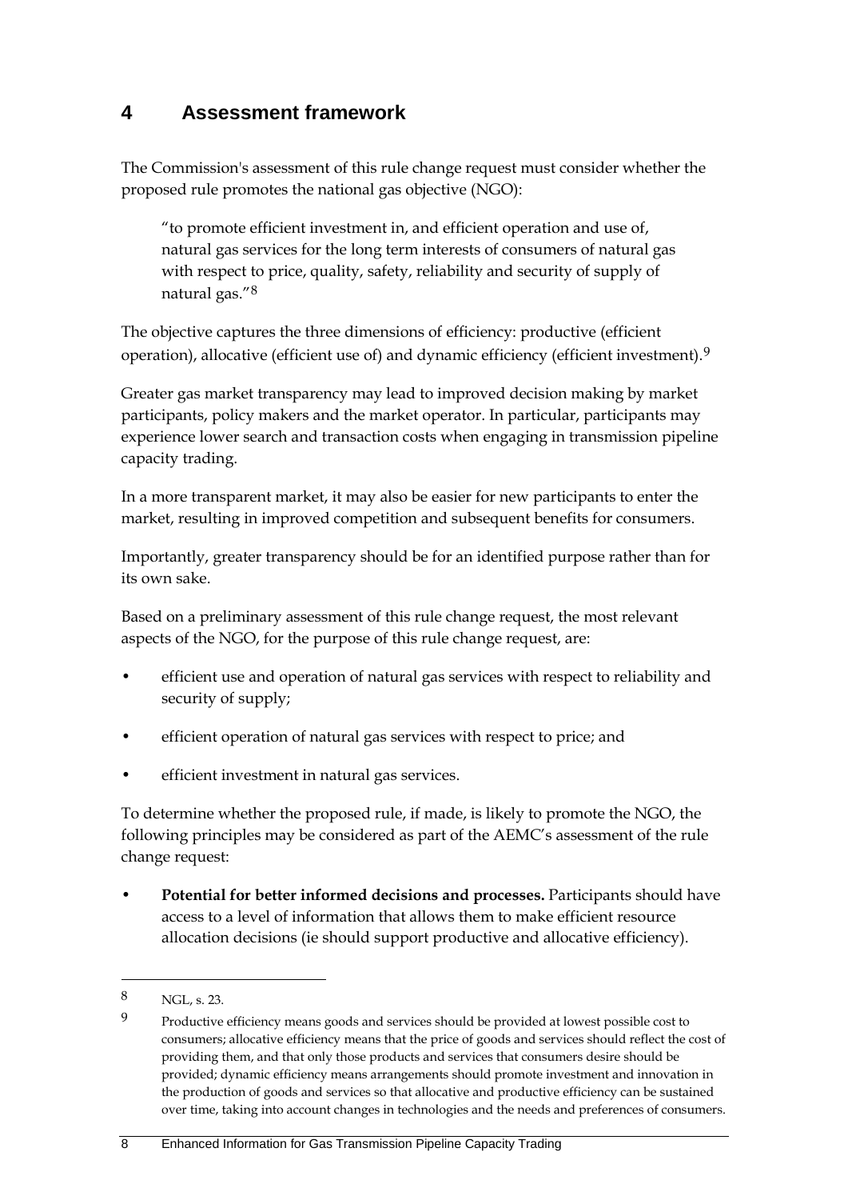## 4 Assessment framework

The Commission's assessment of this rule change request must consider whether the proposed rule promotes the national gas objective (NGO):

> "to promote efficient investment in, and efficient operation and use of, natural gas services for the long term interests of consumers of natural gas with respect to price, quality, safety, reliability and security of supply of natural gas."[8]

The objective captures the three dimensions of efficiency: productive (efficient operation), allocative (efficient use of) and dynamic efficiency (efficient investment).[9]

Greater gas market transparency may lead to improved decision making by market participants, policy makers and the market operator. In particular, participants may experience lower search and transaction costs when engaging in transmission pipeline capacity trading.

In a more transparent market, it may also be easier for new participants to enter the market, resulting in improved competition and subsequent benefits for consumers.

Importantly, greater transparency should be for an identified purpose rather than for its own sake.

Based on a preliminary assessment of this rule change request, the most relevant aspects of the NGO, for the purpose of this rule change request, are:

- efficient use and operation of natural gas services with respect to reliability and security of supply;
- efficient operation of natural gas services with respect to price; and
- efficient investment in natural gas services.

To determine whether the proposed rule, if made, is likely to promote the NGO, the following principles may be considered as part of the AEMC's assessment of the rule change request:

- **Potential for better informed decisions and processes.** Participants should have access to a level of information that allows them to make efficient resource allocation decisions (ie should support productive and allocative efficiency).

---

8 NGL, s. 23.

9 Productive efficiency means goods and services should be provided at lowest possible cost to consumers; allocative efficiency means that the price of goods and services should reflect the cost of providing them, and that only those products and services that consumers desire should be provided; dynamic efficiency means arrangements should promote investment and innovation in the production of goods and services so that allocative and productive efficiency can be sustained over time, taking into account changes in technologies and the needs and preferences of consumers.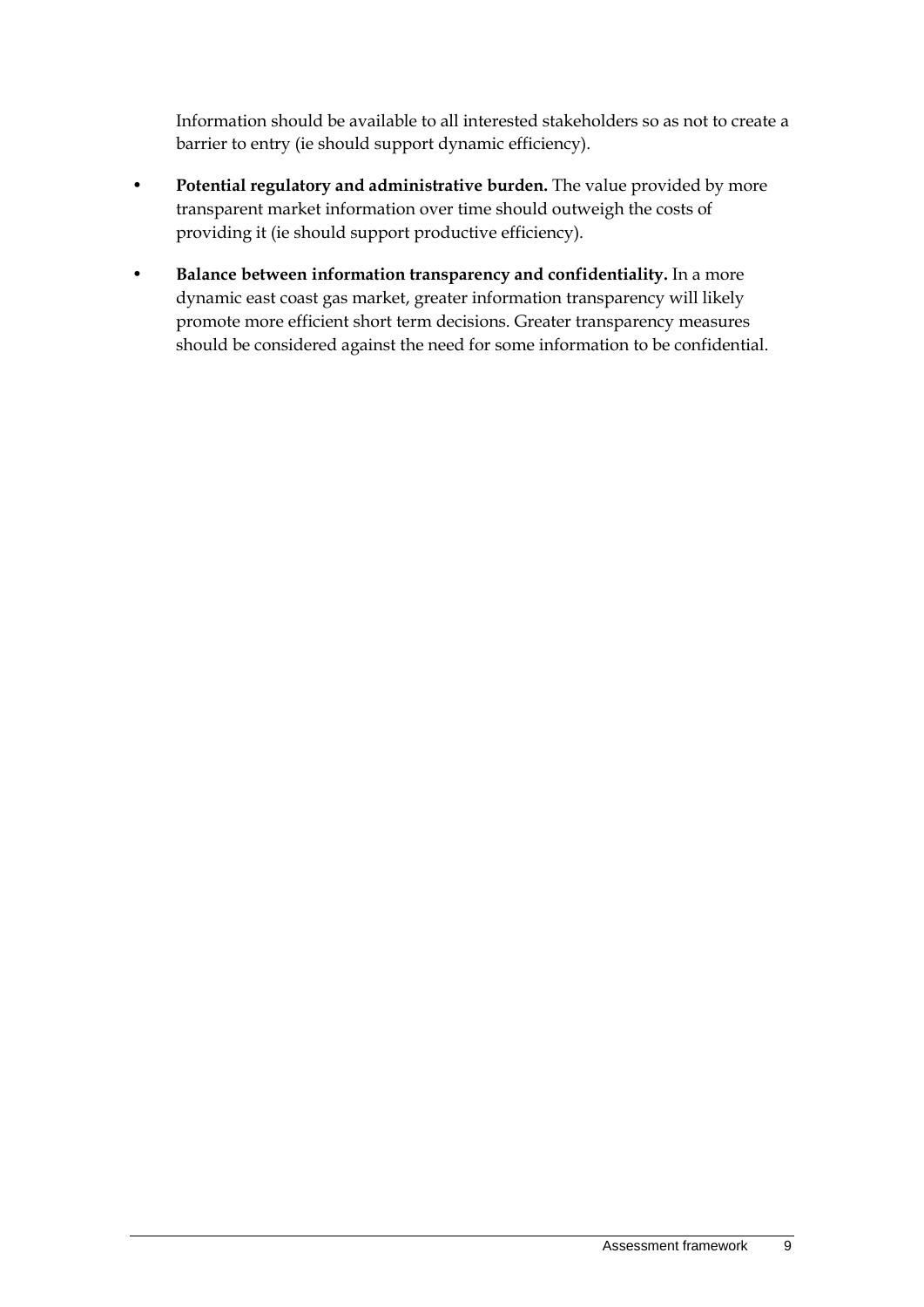Information should be available to all interested stakeholders so as not to create a barrier to entry (ie should support dynamic efficiency).

- **Potential regulatory and administrative burden.** The value provided by more transparent market information over time should outweigh the costs of providing it (ie should support productive efficiency).
- **Balance between information transparency and confidentiality.** In a more dynamic east coast gas market, greater information transparency will likely promote more efficient short term decisions. Greater transparency measures should be considered against the need for some information to be confidential.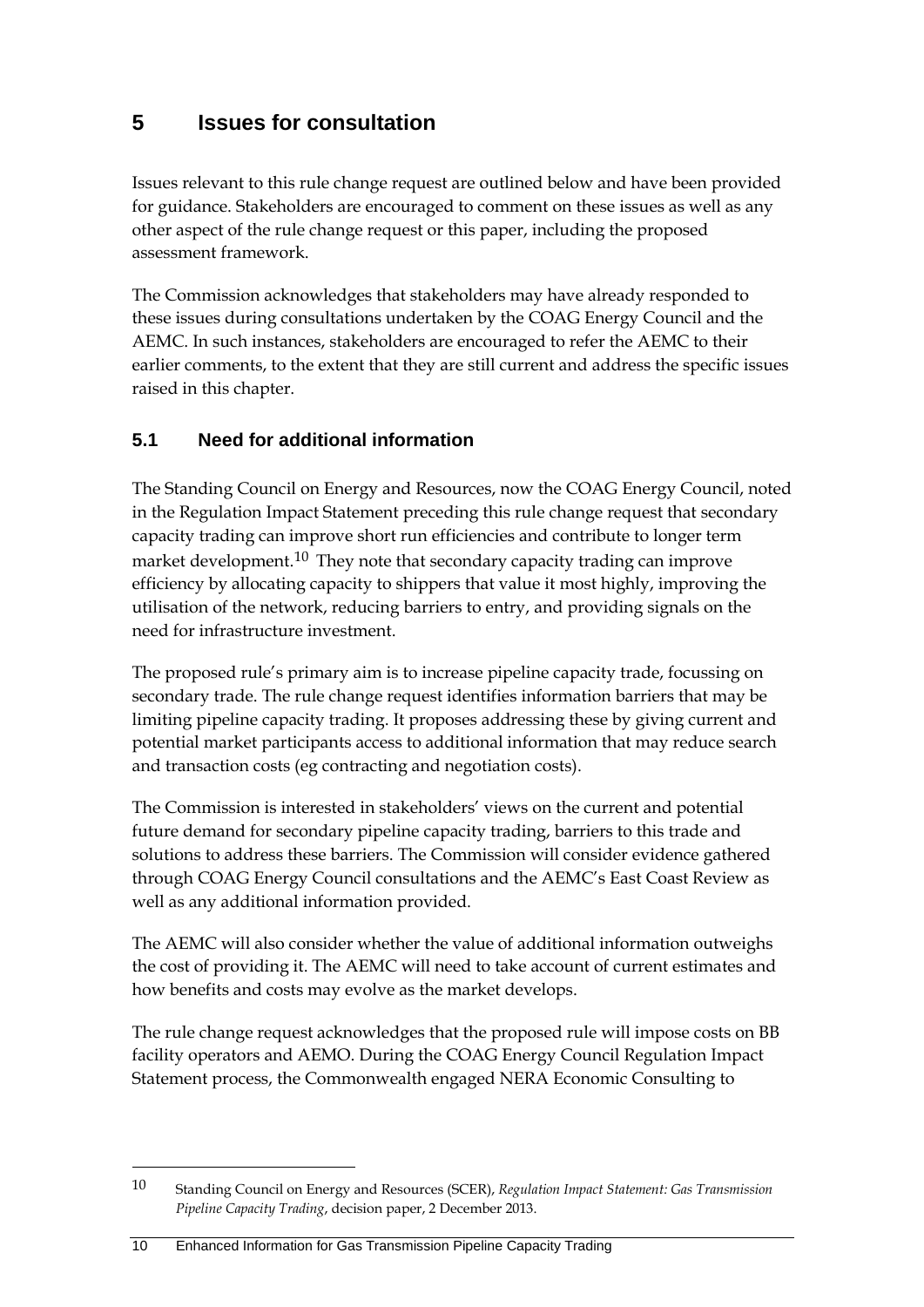# 5 Issues for consultation

Issues relevant to this rule change request are outlined below and have been provided for guidance. Stakeholders are encouraged to comment on these issues as well as any other aspect of the rule change request or this paper, including the proposed assessment framework.

The Commission acknowledges that stakeholders may have already responded to these issues during consultations undertaken by the COAG Energy Council and the AEMC. In such instances, stakeholders are encouraged to refer the AEMC to their earlier comments, to the extent that they are still current and address the specific issues raised in this chapter.

## 5.1 Need for additional information

The Standing Council on Energy and Resources, now the COAG Energy Council, noted in the Regulation Impact Statement preceding this rule change request that secondary capacity trading can improve short run efficiencies and contribute to longer term market development.[10] They note that secondary capacity trading can improve efficiency by allocating capacity to shippers that value it most highly, improving the utilisation of the network, reducing barriers to entry, and providing signals on the need for infrastructure investment.

The proposed rule's primary aim is to increase pipeline capacity trade, focussing on secondary trade. The rule change request identifies information barriers that may be limiting pipeline capacity trading. It proposes addressing these by giving current and potential market participants access to additional information that may reduce search and transaction costs (eg contracting and negotiation costs).

The Commission is interested in stakeholders' views on the current and potential future demand for secondary pipeline capacity trading, barriers to this trade and solutions to address these barriers. The Commission will consider evidence gathered through COAG Energy Council consultations and the AEMC's East Coast Review as well as any additional information provided.

The AEMC will also consider whether the value of additional information outweighs the cost of providing it. The AEMC will need to take account of current estimates and how benefits and costs may evolve as the market develops.

The rule change request acknowledges that the proposed rule will impose costs on BB facility operators and AEMO. During the COAG Energy Council Regulation Impact Statement process, the Commonwealth engaged NERA Economic Consulting to

---

[10] Standing Council on Energy and Resources (SCER), *Regulation Impact Statement: Gas Transmission Pipeline Capacity Trading*, decision paper, 2 December 2013.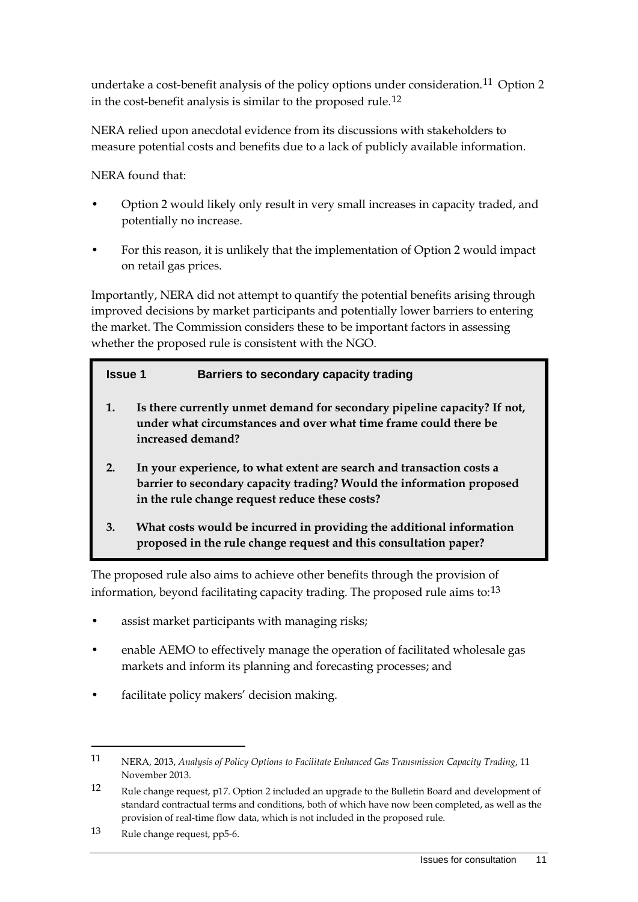undertake a cost-benefit analysis of the policy options under consideration.[11] Option 2 in the cost-benefit analysis is similar to the proposed rule.[12]

NERA relied upon anecdotal evidence from its discussions with stakeholders to measure potential costs and benefits due to a lack of publicly available information.

NERA found that:

- Option 2 would likely only result in very small increases in capacity traded, and potentially no increase.
- For this reason, it is unlikely that the implementation of Option 2 would impact on retail gas prices.

Importantly, NERA did not attempt to quantify the potential benefits arising through improved decisions by market participants and potentially lower barriers to entering the market. The Commission considers these to be important factors in assessing whether the proposed rule is consistent with the NGO.

**Issue 1 Barriers to secondary capacity trading**

1. **Is there currently unmet demand for secondary pipeline capacity? If not, under what circumstances and over what time frame could there be increased demand?**
2. **In your experience, to what extent are search and transaction costs a barrier to secondary capacity trading? Would the information proposed in the rule change request reduce these costs?**
3. **What costs would be incurred in providing the additional information proposed in the rule change request and this consultation paper?**

The proposed rule also aims to achieve other benefits through the provision of information, beyond facilitating capacity trading. The proposed rule aims to:[13]

- assist market participants with managing risks;
- enable AEMO to effectively manage the operation of facilitated wholesale gas markets and inform its planning and forecasting processes; and
- facilitate policy makers' decision making.

---

11 NERA, 2013, *Analysis of Policy Options to Facilitate Enhanced Gas Transmission Capacity Trading*, 11 November 2013.

12 Rule change request, p17. Option 2 included an upgrade to the Bulletin Board and development of standard contractual terms and conditions, both of which have now been completed, as well as the provision of real-time flow data, which is not included in the proposed rule.

13 Rule change request, pp5-6.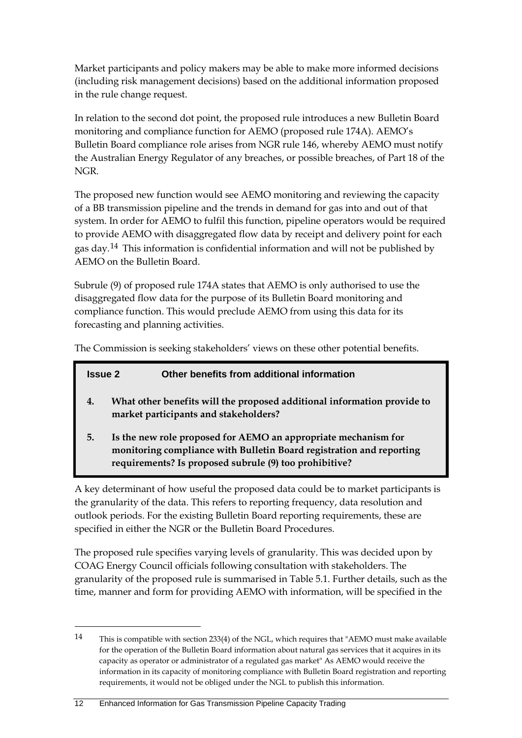Market participants and policy makers may be able to make more informed decisions (including risk management decisions) based on the additional information proposed in the rule change request.

In relation to the second dot point, the proposed rule introduces a new Bulletin Board monitoring and compliance function for AEMO (proposed rule 174A). AEMO's Bulletin Board compliance role arises from NGR rule 146, whereby AEMO must notify the Australian Energy Regulator of any breaches, or possible breaches, of Part 18 of the NGR.

The proposed new function would see AEMO monitoring and reviewing the capacity of a BB transmission pipeline and the trends in demand for gas into and out of that system. In order for AEMO to fulfil this function, pipeline operators would be required to provide AEMO with disaggregated flow data by receipt and delivery point for each gas day.[14] This information is confidential information and will not be published by AEMO on the Bulletin Board.

Subrule (9) of proposed rule 174A states that AEMO is only authorised to use the disaggregated flow data for the purpose of its Bulletin Board monitoring and compliance function. This would preclude AEMO from using this data for its forecasting and planning activities.

The Commission is seeking stakeholders' views on these other potential benefits.

> **Issue 2 Other benefits from additional information**
>
> **4. What other benefits will the proposed additional information provide to market participants and stakeholders?**
>
> **5. Is the new role proposed for AEMO an appropriate mechanism for monitoring compliance with Bulletin Board registration and reporting requirements? Is proposed subrule (9) too prohibitive?**

A key determinant of how useful the proposed data could be to market participants is the granularity of the data. This refers to reporting frequency, data resolution and outlook periods. For the existing Bulletin Board reporting requirements, these are specified in either the NGR or the Bulletin Board Procedures.

The proposed rule specifies varying levels of granularity. This was decided upon by COAG Energy Council officials following consultation with stakeholders. The granularity of the proposed rule is summarised in Table 5.1. Further details, such as the time, manner and form for providing AEMO with information, will be specified in the

---

[14] This is compatible with section 233(4) of the NGL, which requires that "AEMO must make available for the operation of the Bulletin Board information about natural gas services that it acquires in its capacity as operator or administrator of a regulated gas market" As AEMO would receive the information in its capacity of monitoring compliance with Bulletin Board registration and reporting requirements, it would not be obliged under the NGL to publish this information.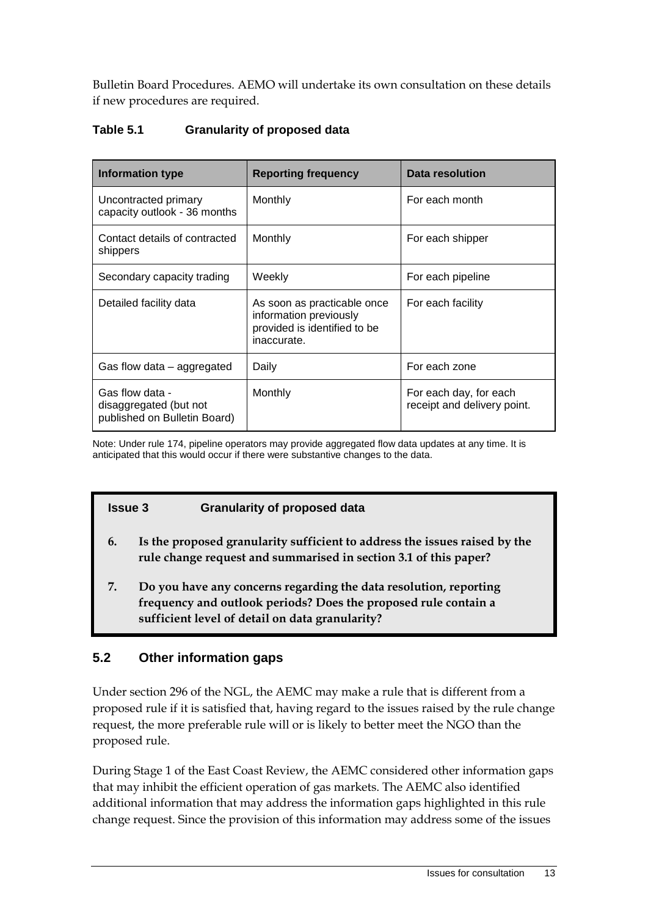Bulletin Board Procedures. AEMO will undertake its own consultation on these details if new procedures are required.

**Table 5.1 Granularity of proposed data**

| Information type | Reporting frequency | Data resolution |
| --- | --- | --- |
| Uncontracted primary capacity outlook - 36 months | Monthly | For each month |
| Contact details of contracted shippers | Monthly | For each shipper |
| Secondary capacity trading | Weekly | For each pipeline |
| Detailed facility data | As soon as practicable once information previously provided is identified to be inaccurate. | For each facility |
| Gas flow data – aggregated | Daily | For each zone |
| Gas flow data - disaggregated (but not published on Bulletin Board) | Monthly | For each day, for each receipt and delivery point. |

Note: Under rule 174, pipeline operators may provide aggregated flow data updates at any time. It is anticipated that this would occur if there were substantive changes to the data.

> **Issue 3 Granularity of proposed data**
>
> 6. **Is the proposed granularity sufficient to address the issues raised by the rule change request and summarised in section 3.1 of this paper?**
> 7. **Do you have any concerns regarding the data resolution, reporting frequency and outlook periods? Does the proposed rule contain a sufficient level of detail on data granularity?**

## 5.2 Other information gaps

Under section 296 of the NGL, the AEMC may make a rule that is different from a proposed rule if it is satisfied that, having regard to the issues raised by the rule change request, the more preferable rule will or is likely to better meet the NGO than the proposed rule.

During Stage 1 of the East Coast Review, the AEMC considered other information gaps that may inhibit the efficient operation of gas markets. The AEMC also identified additional information that may address the information gaps highlighted in this rule change request. Since the provision of this information may address some of the issues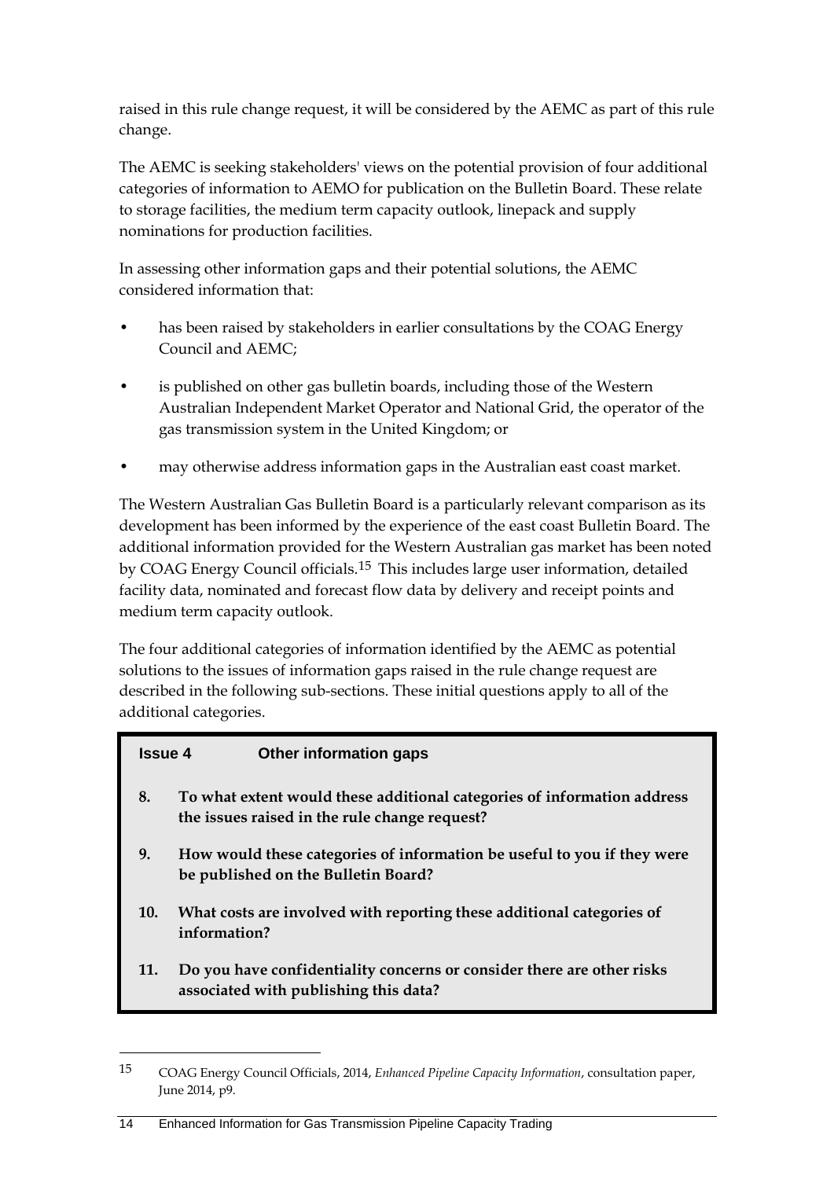raised in this rule change request, it will be considered by the AEMC as part of this rule change.

The AEMC is seeking stakeholders' views on the potential provision of four additional categories of information to AEMO for publication on the Bulletin Board. These relate to storage facilities, the medium term capacity outlook, linepack and supply nominations for production facilities.

In assessing other information gaps and their potential solutions, the AEMC considered information that:

- has been raised by stakeholders in earlier consultations by the COAG Energy Council and AEMC;
- is published on other gas bulletin boards, including those of the Western Australian Independent Market Operator and National Grid, the operator of the gas transmission system in the United Kingdom; or
- may otherwise address information gaps in the Australian east coast market.

The Western Australian Gas Bulletin Board is a particularly relevant comparison as its development has been informed by the experience of the east coast Bulletin Board. The additional information provided for the Western Australian gas market has been noted by COAG Energy Council officials.[15] This includes large user information, detailed facility data, nominated and forecast flow data by delivery and receipt points and medium term capacity outlook.

The four additional categories of information identified by the AEMC as potential solutions to the issues of information gaps raised in the rule change request are described in the following sub-sections. These initial questions apply to all of the additional categories.

**Issue 4 Other information gaps**

8. **To what extent would these additional categories of information address the issues raised in the rule change request?**
9. **How would these categories of information be useful to you if they were be published on the Bulletin Board?**
10. **What costs are involved with reporting these additional categories of information?**
11. **Do you have confidentiality concerns or consider there are other risks associated with publishing this data?**

---

15 COAG Energy Council Officials, 2014, *Enhanced Pipeline Capacity Information*, consultation paper, June 2014, p9.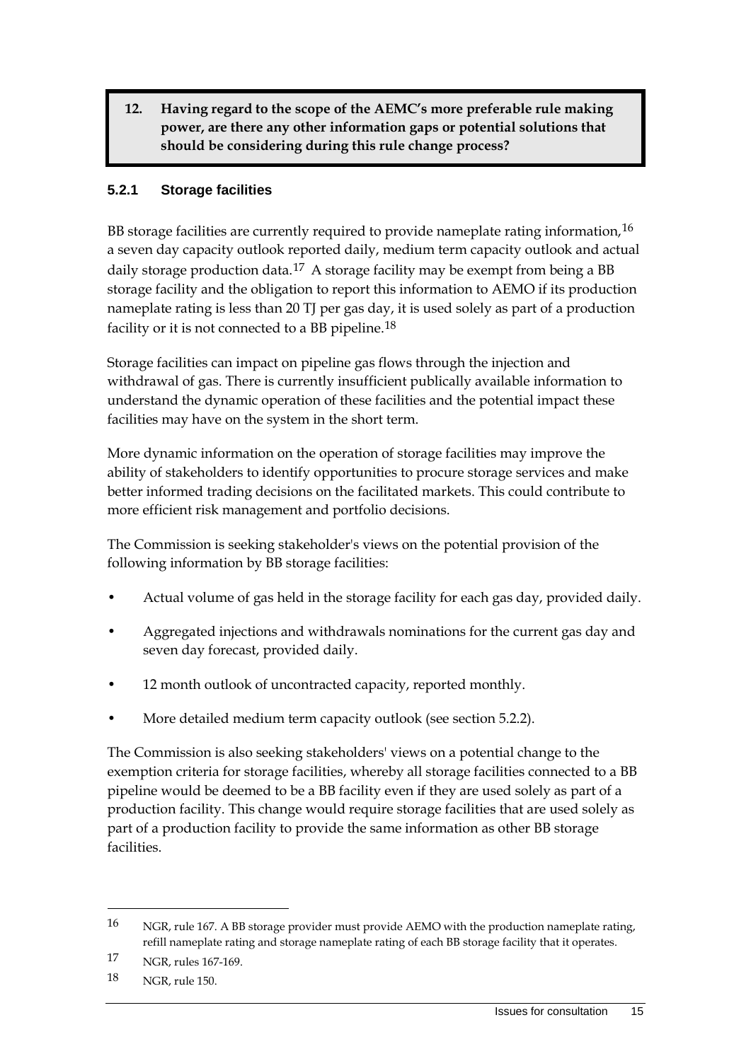> **12. Having regard to the scope of the AEMC's more preferable rule making power, are there any other information gaps or potential solutions that should be considering during this rule change process?**

### 5.2.1 Storage facilities

BB storage facilities are currently required to provide nameplate rating information,[16] a seven day capacity outlook reported daily, medium term capacity outlook and actual daily storage production data.[17] A storage facility may be exempt from being a BB storage facility and the obligation to report this information to AEMO if its production nameplate rating is less than 20 TJ per gas day, it is used solely as part of a production facility or it is not connected to a BB pipeline.[18]

Storage facilities can impact on pipeline gas flows through the injection and withdrawal of gas. There is currently insufficient publically available information to understand the dynamic operation of these facilities and the potential impact these facilities may have on the system in the short term.

More dynamic information on the operation of storage facilities may improve the ability of stakeholders to identify opportunities to procure storage services and make better informed trading decisions on the facilitated markets. This could contribute to more efficient risk management and portfolio decisions.

The Commission is seeking stakeholder's views on the potential provision of the following information by BB storage facilities:

- Actual volume of gas held in the storage facility for each gas day, provided daily.
- Aggregated injections and withdrawals nominations for the current gas day and seven day forecast, provided daily.
- 12 month outlook of uncontracted capacity, reported monthly.
- More detailed medium term capacity outlook (see section 5.2.2).

The Commission is also seeking stakeholders' views on a potential change to the exemption criteria for storage facilities, whereby all storage facilities connected to a BB pipeline would be deemed to be a BB facility even if they are used solely as part of a production facility. This change would require storage facilities that are used solely as part of a production facility to provide the same information as other BB storage facilities.

---

16 NGR, rule 167. A BB storage provider must provide AEMO with the production nameplate rating, refill nameplate rating and storage nameplate rating of each BB storage facility that it operates.

17 NGR, rules 167-169.

18 NGR, rule 150.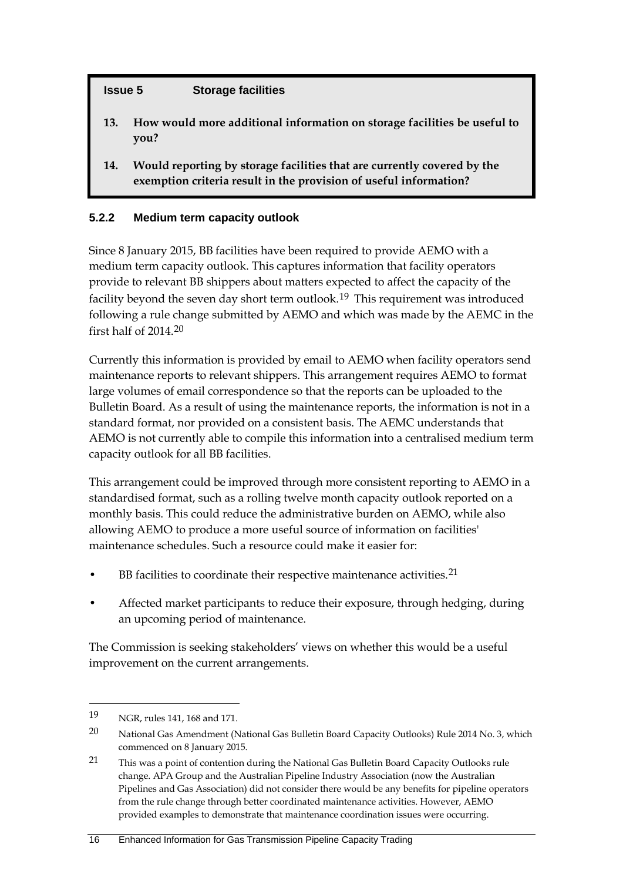**Issue 5 Storage facilities**

13. **How would more additional information on storage facilities be useful to you?**

14. **Would reporting by storage facilities that are currently covered by the exemption criteria result in the provision of useful information?**

### 5.2.2 Medium term capacity outlook

Since 8 January 2015, BB facilities have been required to provide AEMO with a medium term capacity outlook. This captures information that facility operators provide to relevant BB shippers about matters expected to affect the capacity of the facility beyond the seven day short term outlook.[19] This requirement was introduced following a rule change submitted by AEMO and which was made by the AEMC in the first half of 2014.[20]

Currently this information is provided by email to AEMO when facility operators send maintenance reports to relevant shippers. This arrangement requires AEMO to format large volumes of email correspondence so that the reports can be uploaded to the Bulletin Board. As a result of using the maintenance reports, the information is not in a standard format, nor provided on a consistent basis. The AEMC understands that AEMO is not currently able to compile this information into a centralised medium term capacity outlook for all BB facilities.

This arrangement could be improved through more consistent reporting to AEMO in a standardised format, such as a rolling twelve month capacity outlook reported on a monthly basis. This could reduce the administrative burden on AEMO, while also allowing AEMO to produce a more useful source of information on facilities' maintenance schedules. Such a resource could make it easier for:

- BB facilities to coordinate their respective maintenance activities.[21]
- Affected market participants to reduce their exposure, through hedging, during an upcoming period of maintenance.

The Commission is seeking stakeholders' views on whether this would be a useful improvement on the current arrangements.

---

19 NGR, rules 141, 168 and 171.

20 National Gas Amendment (National Gas Bulletin Board Capacity Outlooks) Rule 2014 No. 3, which commenced on 8 January 2015.

21 This was a point of contention during the National Gas Bulletin Board Capacity Outlooks rule change. APA Group and the Australian Pipeline Industry Association (now the Australian Pipelines and Gas Association) did not consider there would be any benefits for pipeline operators from the rule change through better coordinated maintenance activities. However, AEMO provided examples to demonstrate that maintenance coordination issues were occurring.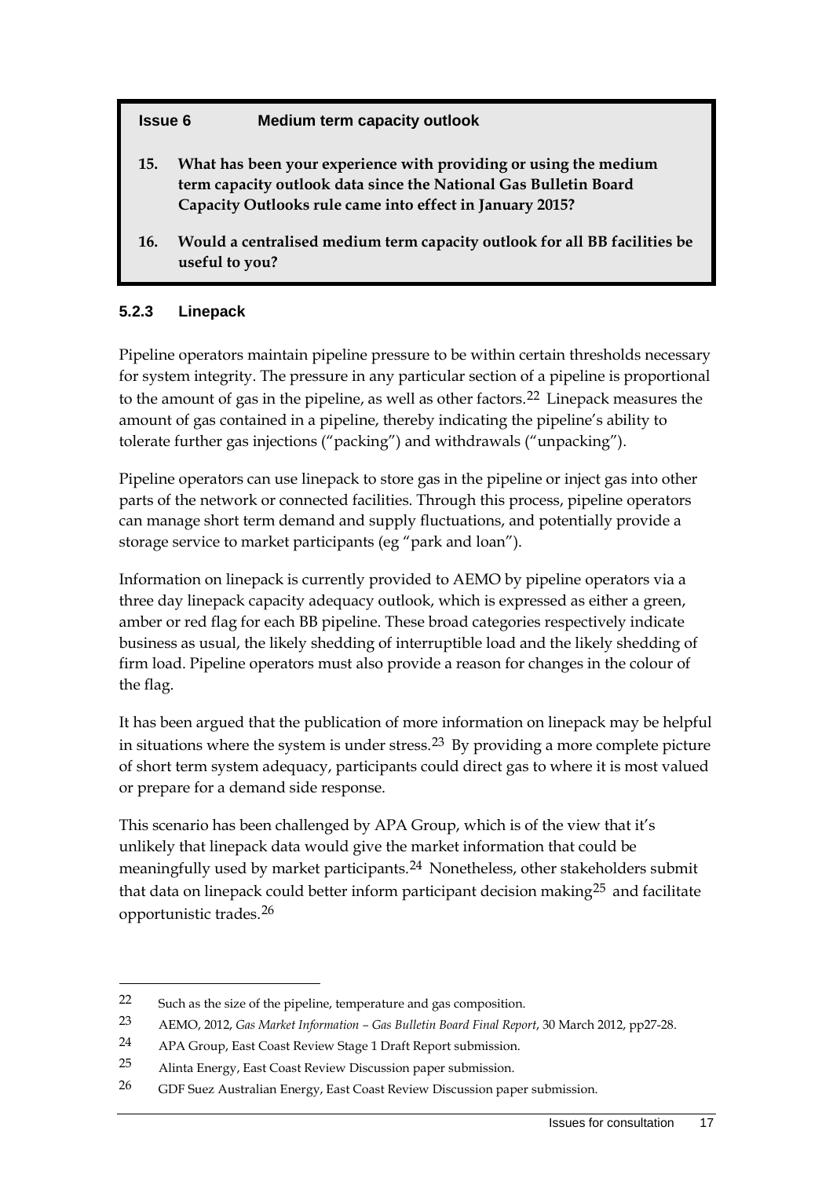**Issue 6 Medium term capacity outlook**

15. **What has been your experience with providing or using the medium term capacity outlook data since the National Gas Bulletin Board Capacity Outlooks rule came into effect in January 2015?**

16. **Would a centralised medium term capacity outlook for all BB facilities be useful to you?**

### 5.2.3 Linepack

Pipeline operators maintain pipeline pressure to be within certain thresholds necessary for system integrity. The pressure in any particular section of a pipeline is proportional to the amount of gas in the pipeline, as well as other factors.[22] Linepack measures the amount of gas contained in a pipeline, thereby indicating the pipeline's ability to tolerate further gas injections ("packing") and withdrawals ("unpacking").

Pipeline operators can use linepack to store gas in the pipeline or inject gas into other parts of the network or connected facilities. Through this process, pipeline operators can manage short term demand and supply fluctuations, and potentially provide a storage service to market participants (eg "park and loan").

Information on linepack is currently provided to AEMO by pipeline operators via a three day linepack capacity adequacy outlook, which is expressed as either a green, amber or red flag for each BB pipeline. These broad categories respectively indicate business as usual, the likely shedding of interruptible load and the likely shedding of firm load. Pipeline operators must also provide a reason for changes in the colour of the flag.

It has been argued that the publication of more information on linepack may be helpful in situations where the system is under stress.[23] By providing a more complete picture of short term system adequacy, participants could direct gas to where it is most valued or prepare for a demand side response.

This scenario has been challenged by APA Group, which is of the view that it's unlikely that linepack data would give the market information that could be meaningfully used by market participants.[24] Nonetheless, other stakeholders submit that data on linepack could better inform participant decision making[25] and facilitate opportunistic trades.[26]

---

22 Such as the size of the pipeline, temperature and gas composition.

23 AEMO, 2012, *Gas Market Information – Gas Bulletin Board Final Report*, 30 March 2012, pp27-28.

24 APA Group, East Coast Review Stage 1 Draft Report submission.

25 Alinta Energy, East Coast Review Discussion paper submission.

26 GDF Suez Australian Energy, East Coast Review Discussion paper submission.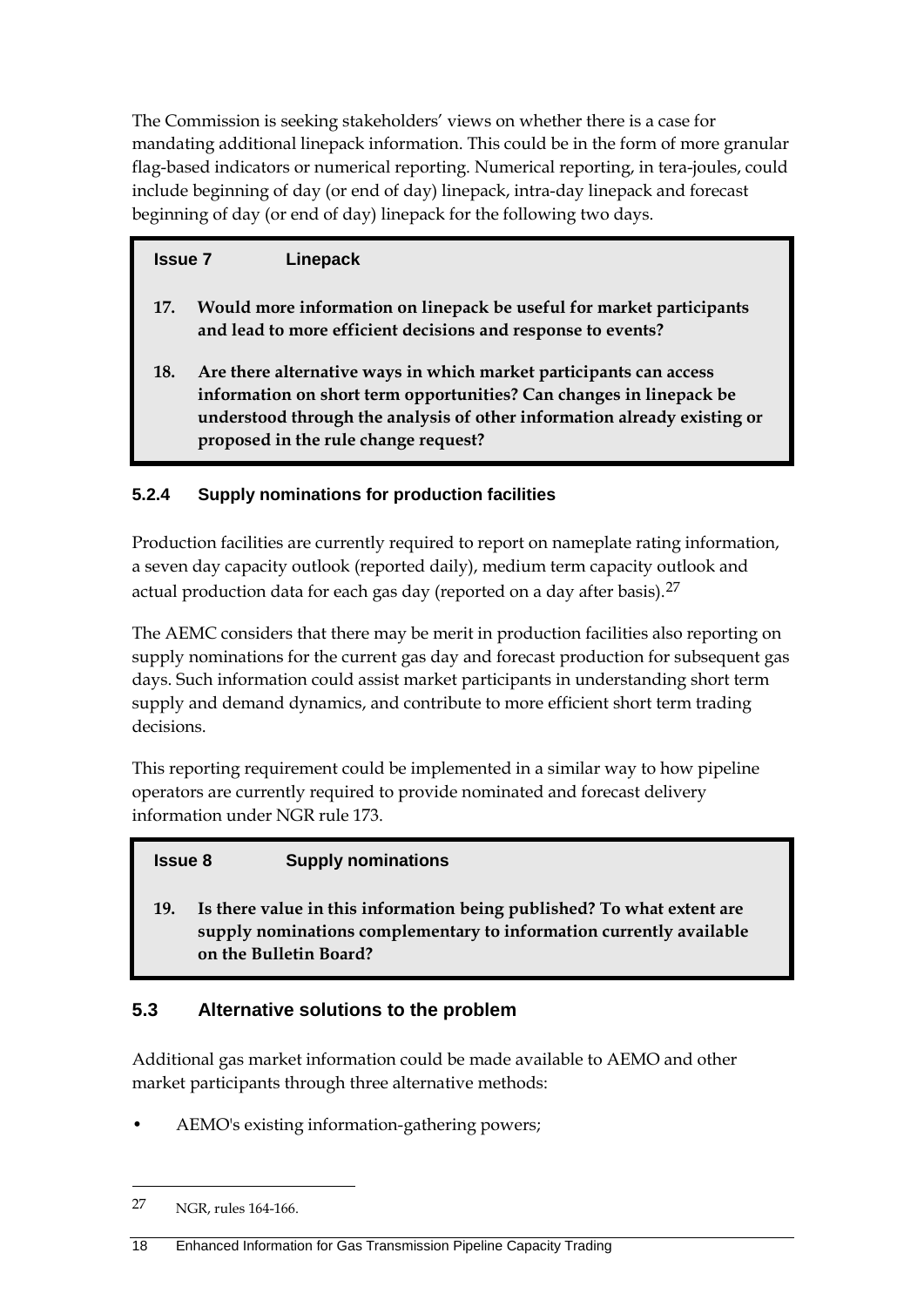The Commission is seeking stakeholders' views on whether there is a case for mandating additional linepack information. This could be in the form of more granular flag-based indicators or numerical reporting. Numerical reporting, in tera-joules, could include beginning of day (or end of day) linepack, intra-day linepack and forecast beginning of day (or end of day) linepack for the following two days.

> **Issue 7 Linepack**
>
> **17. Would more information on linepack be useful for market participants and lead to more efficient decisions and response to events?**
>
> **18. Are there alternative ways in which market participants can access information on short term opportunities? Can changes in linepack be understood through the analysis of other information already existing or proposed in the rule change request?**

### 5.2.4 Supply nominations for production facilities

Production facilities are currently required to report on nameplate rating information, a seven day capacity outlook (reported daily), medium term capacity outlook and actual production data for each gas day (reported on a day after basis).[27]

The AEMC considers that there may be merit in production facilities also reporting on supply nominations for the current gas day and forecast production for subsequent gas days. Such information could assist market participants in understanding short term supply and demand dynamics, and contribute to more efficient short term trading decisions.

This reporting requirement could be implemented in a similar way to how pipeline operators are currently required to provide nominated and forecast delivery information under NGR rule 173.

> **Issue 8 Supply nominations**
>
> **19. Is there value in this information being published? To what extent are supply nominations complementary to information currently available on the Bulletin Board?**

## 5.3 Alternative solutions to the problem

Additional gas market information could be made available to AEMO and other market participants through three alternative methods:

- AEMO's existing information-gathering powers;

---

[27] NGR, rules 164-166.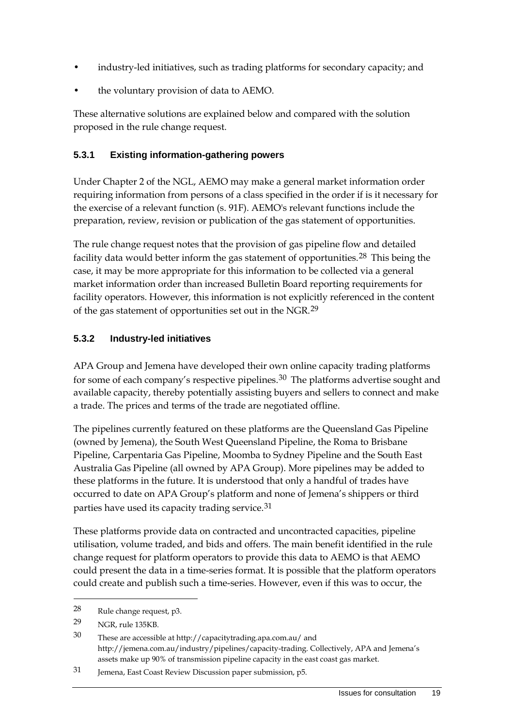- industry-led initiatives, such as trading platforms for secondary capacity; and
- the voluntary provision of data to AEMO.

These alternative solutions are explained below and compared with the solution proposed in the rule change request.

### 5.3.1 Existing information-gathering powers

Under Chapter 2 of the NGL, AEMO may make a general market information order requiring information from persons of a class specified in the order if is it necessary for the exercise of a relevant function (s. 91F). AEMO's relevant functions include the preparation, review, revision or publication of the gas statement of opportunities.

The rule change request notes that the provision of gas pipeline flow and detailed facility data would better inform the gas statement of opportunities.[28] This being the case, it may be more appropriate for this information to be collected via a general market information order than increased Bulletin Board reporting requirements for facility operators. However, this information is not explicitly referenced in the content of the gas statement of opportunities set out in the NGR.[29]

### 5.3.2 Industry-led initiatives

APA Group and Jemena have developed their own online capacity trading platforms for some of each company's respective pipelines.[30] The platforms advertise sought and available capacity, thereby potentially assisting buyers and sellers to connect and make a trade. The prices and terms of the trade are negotiated offline.

The pipelines currently featured on these platforms are the Queensland Gas Pipeline (owned by Jemena), the South West Queensland Pipeline, the Roma to Brisbane Pipeline, Carpentaria Gas Pipeline, Moomba to Sydney Pipeline and the South East Australia Gas Pipeline (all owned by APA Group). More pipelines may be added to these platforms in the future. It is understood that only a handful of trades have occurred to date on APA Group's platform and none of Jemena's shippers or third parties have used its capacity trading service.[31]

These platforms provide data on contracted and uncontracted capacities, pipeline utilisation, volume traded, and bids and offers. The main benefit identified in the rule change request for platform operators to provide this data to AEMO is that AEMO could present the data in a time-series format. It is possible that the platform operators could create and publish such a time-series. However, even if this was to occur, the

---

28 Rule change request, p3.

29 NGR, rule 135KB.

30 These are accessible at http://capacitytrading.apa.com.au/ and http://jemena.com.au/industry/pipelines/capacity-trading. Collectively, APA and Jemena's assets make up 90% of transmission pipeline capacity in the east coast gas market.

31 Jemena, East Coast Review Discussion paper submission, p5.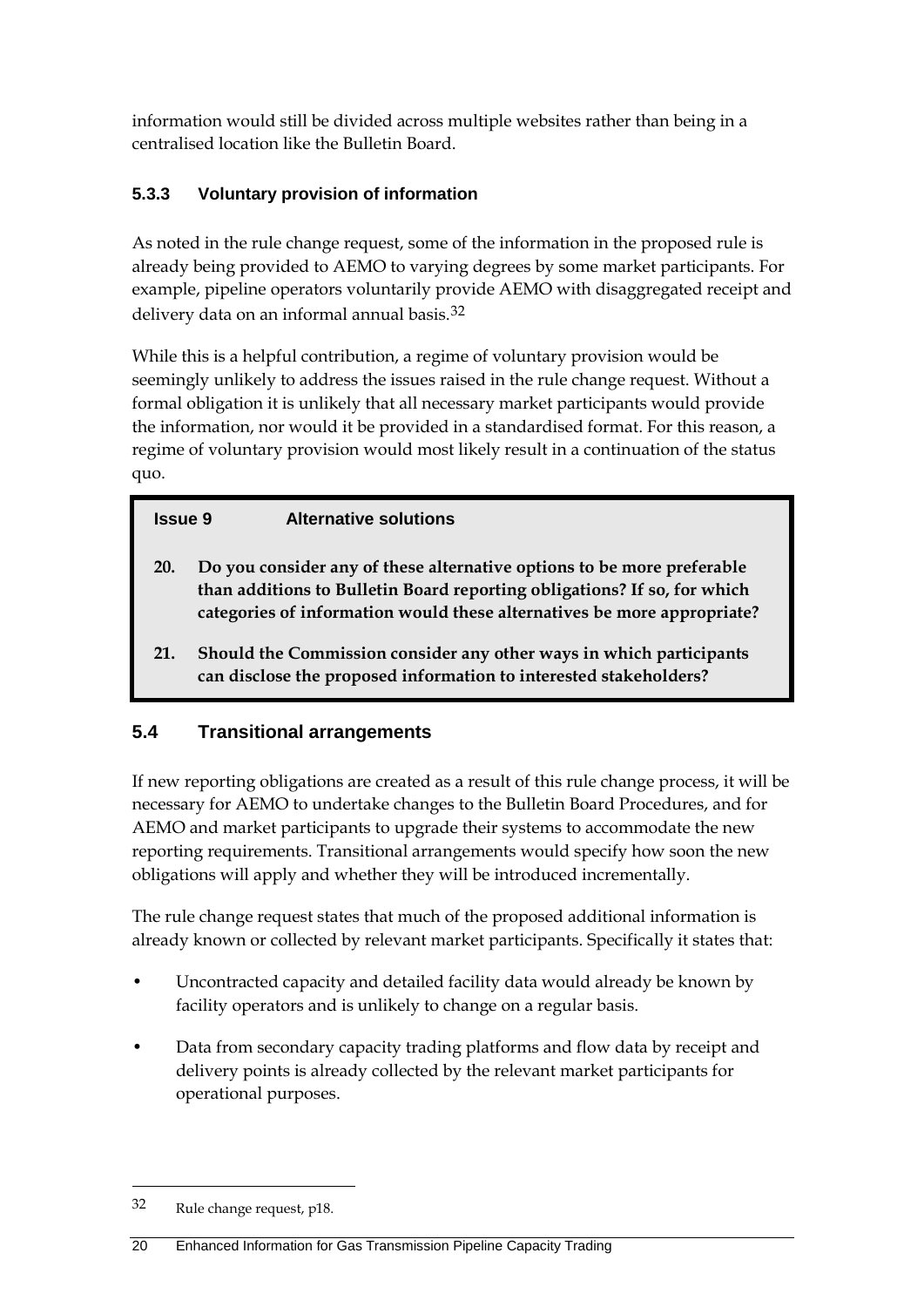information would still be divided across multiple websites rather than being in a centralised location like the Bulletin Board.

### 5.3.3 Voluntary provision of information

As noted in the rule change request, some of the information in the proposed rule is already being provided to AEMO to varying degrees by some market participants. For example, pipeline operators voluntarily provide AEMO with disaggregated receipt and delivery data on an informal annual basis.[32]

While this is a helpful contribution, a regime of voluntary provision would be seemingly unlikely to address the issues raised in the rule change request. Without a formal obligation it is unlikely that all necessary market participants would provide the information, nor would it be provided in a standardised format. For this reason, a regime of voluntary provision would most likely result in a continuation of the status quo.

**Issue 9 Alternative solutions**

**20. Do you consider any of these alternative options to be more preferable than additions to Bulletin Board reporting obligations? If so, for which categories of information would these alternatives be more appropriate?**

**21. Should the Commission consider any other ways in which participants can disclose the proposed information to interested stakeholders?**

## 5.4 Transitional arrangements

If new reporting obligations are created as a result of this rule change process, it will be necessary for AEMO to undertake changes to the Bulletin Board Procedures, and for AEMO and market participants to upgrade their systems to accommodate the new reporting requirements. Transitional arrangements would specify how soon the new obligations will apply and whether they will be introduced incrementally.

The rule change request states that much of the proposed additional information is already known or collected by relevant market participants. Specifically it states that:

- Uncontracted capacity and detailed facility data would already be known by facility operators and is unlikely to change on a regular basis.
- Data from secondary capacity trading platforms and flow data by receipt and delivery points is already collected by the relevant market participants for operational purposes.

---

32 Rule change request, p18.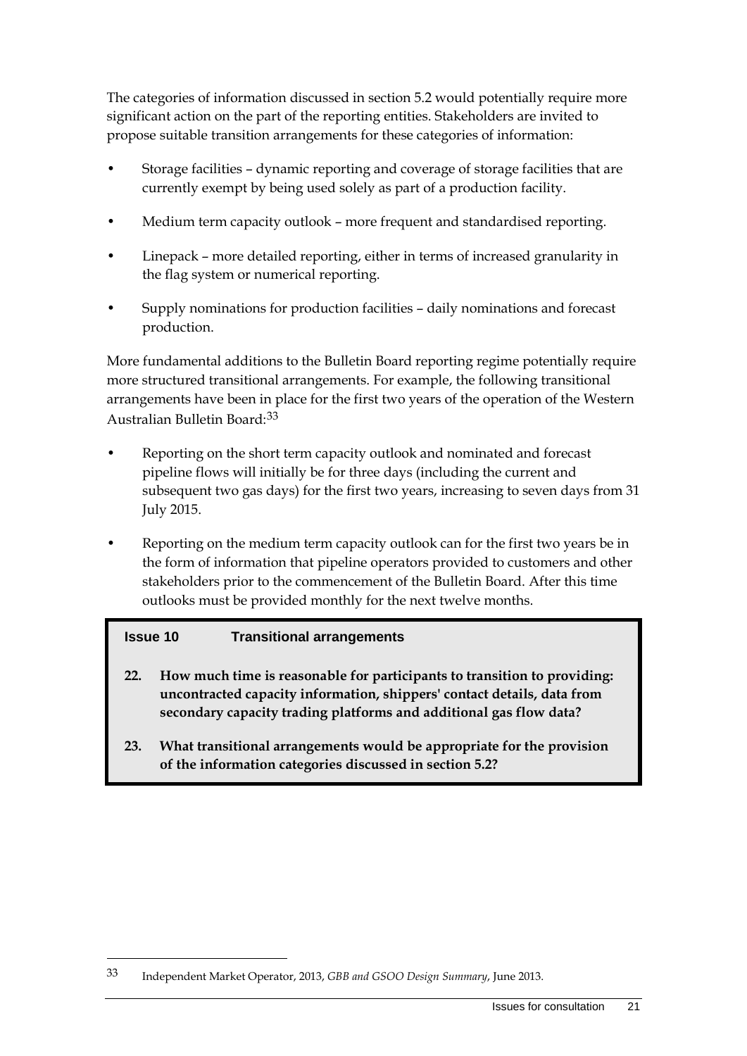The categories of information discussed in section 5.2 would potentially require more significant action on the part of the reporting entities. Stakeholders are invited to propose suitable transition arrangements for these categories of information:

- Storage facilities – dynamic reporting and coverage of storage facilities that are currently exempt by being used solely as part of a production facility.
- Medium term capacity outlook – more frequent and standardised reporting.
- Linepack – more detailed reporting, either in terms of increased granularity in the flag system or numerical reporting.
- Supply nominations for production facilities – daily nominations and forecast production.

More fundamental additions to the Bulletin Board reporting regime potentially require more structured transitional arrangements. For example, the following transitional arrangements have been in place for the first two years of the operation of the Western Australian Bulletin Board:[33]

- Reporting on the short term capacity outlook and nominated and forecast pipeline flows will initially be for three days (including the current and subsequent two gas days) for the first two years, increasing to seven days from 31 July 2015.
- Reporting on the medium term capacity outlook can for the first two years be in the form of information that pipeline operators provided to customers and other stakeholders prior to the commencement of the Bulletin Board. After this time outlooks must be provided monthly for the next twelve months.

**Issue 10 Transitional arrangements**

**22. How much time is reasonable for participants to transition to providing: uncontracted capacity information, shippers' contact details, data from secondary capacity trading platforms and additional gas flow data?**

**23. What transitional arrangements would be appropriate for the provision of the information categories discussed in section 5.2?**

---

33 Independent Market Operator, 2013, *GBB and GSOO Design Summary*, June 2013.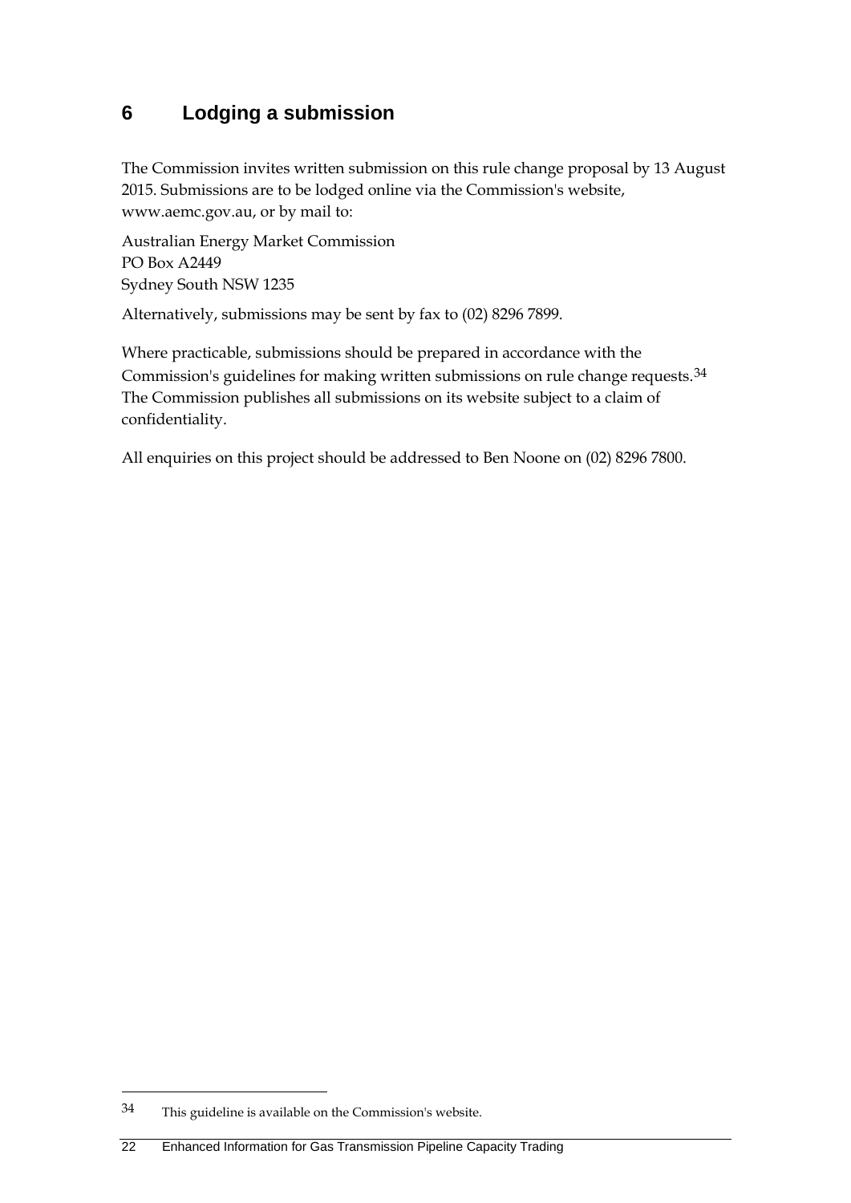# 6 Lodging a submission

The Commission invites written submission on this rule change proposal by 13 August 2015. Submissions are to be lodged online via the Commission's website, www.aemc.gov.au, or by mail to:

Australian Energy Market Commission
PO Box A2449
Sydney South NSW 1235

Alternatively, submissions may be sent by fax to (02) 8296 7899.

Where practicable, submissions should be prepared in accordance with the Commission's guidelines for making written submissions on rule change requests.[34] The Commission publishes all submissions on its website subject to a claim of confidentiality.

All enquiries on this project should be addressed to Ben Noone on (02) 8296 7800.

---

[34] This guideline is available on the Commission's website.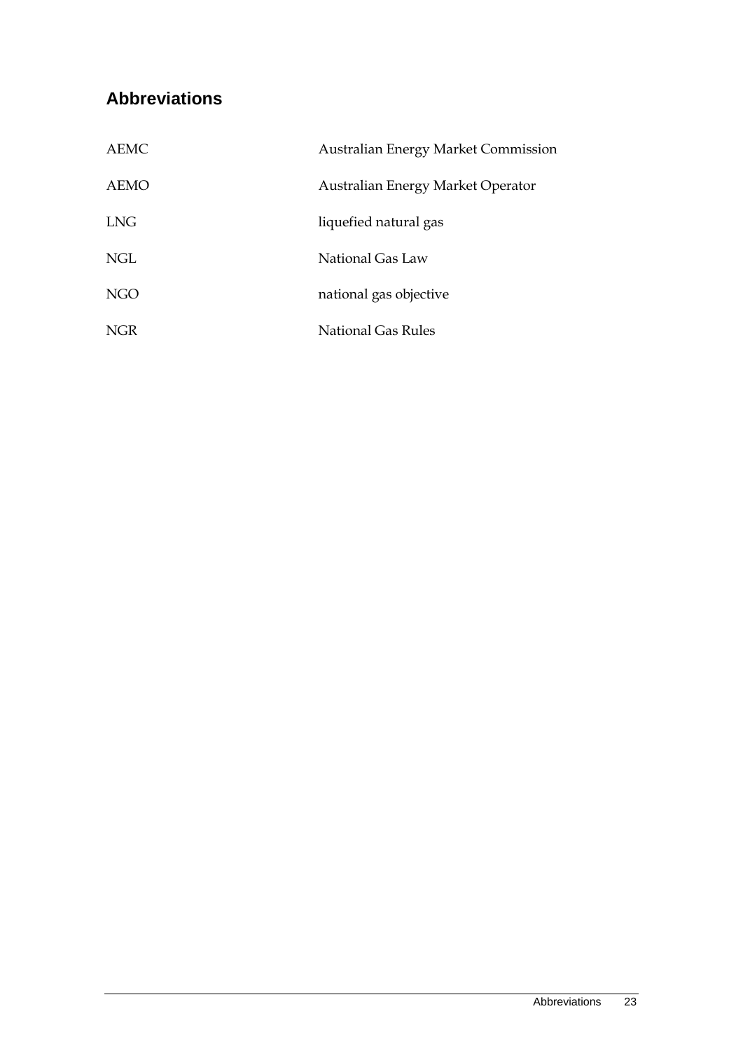## Abbreviations

| | |
|---|---|
| AEMC | Australian Energy Market Commission |
| AEMO | Australian Energy Market Operator |
| LNG | liquefied natural gas |
| NGL | National Gas Law |
| NGO | national gas objective |
| NGR | National Gas Rules |